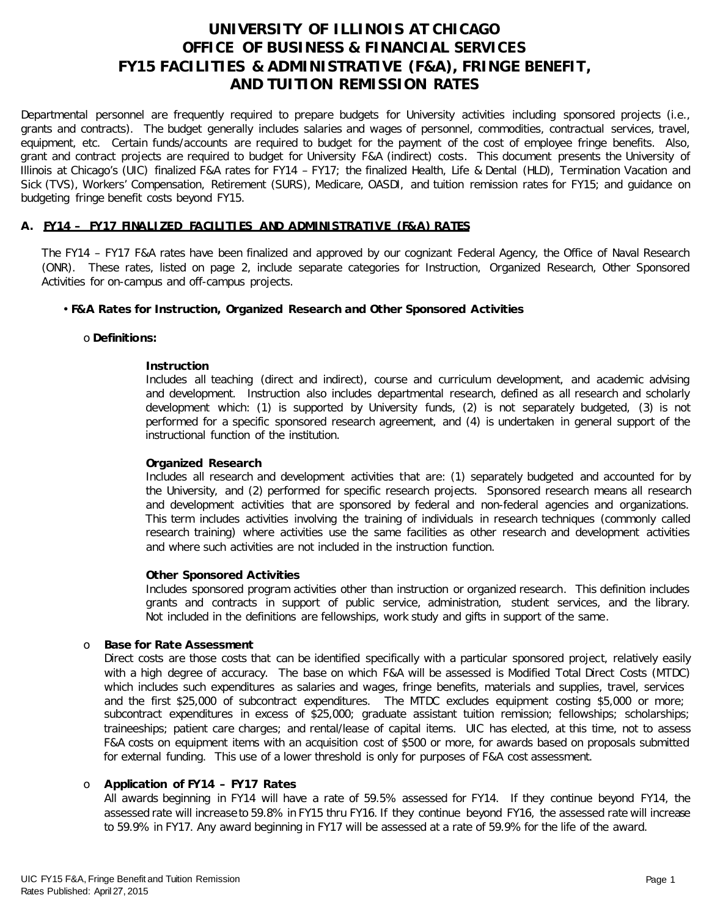# UNIVERSITY OF ILLINOIS AT CHICAGO
# OFFICE OF BUSINESS & FINANCIAL SERVICES
# FY15 FACILITIES & ADMINISTRATIVE (F&A), FRINGE BENEFIT, AND TUITION REMISSION RATES

Departmental personnel are frequently required to prepare budgets for University activities including sponsored projects (i.e., grants and contracts). The budget generally includes salaries and wages of personnel, commodities, contractual services, travel, equipment, etc. Certain funds/accounts are required to budget for the payment of the cost of employee fringe benefits. Also, grant and contract projects are required to budget for University F&A (indirect) costs. This document presents the University of Illinois at Chicago's (UIC) finalized F&A rates for FY14 – FY17; the finalized Health, Life & Dental (HLD), Termination Vacation and Sick (TVS), Workers' Compensation, Retirement (SURS), Medicare, OASDI, and tuition remission rates for FY15; and guidance on budgeting fringe benefit costs beyond FY15.

## A. FY14 – FY17 FINALIZED FACILITIES AND ADMINISTRATIVE (F&A) RATES

The FY14 – FY17 F&A rates have been finalized and approved by our cognizant Federal Agency, the Office of Naval Research (ONR). These rates, listed on page 2, include separate categories for Instruction, Organized Research, Other Sponsored Activities for on-campus and off-campus projects.

- **F&A Rates for Instruction, Organized Research and Other Sponsored Activities**

  - **Definitions:**

    **Instruction**
    Includes all teaching (direct and indirect), course and curriculum development, and academic advising and development. Instruction also includes departmental research, defined as all research and scholarly development which: (1) is supported by University funds, (2) is not separately budgeted, (3) is not performed for a specific sponsored research agreement, and (4) is undertaken in general support of the instructional function of the institution.

    **Organized Research**
    Includes all research and development activities that are: (1) separately budgeted and accounted for by the University, and (2) performed for specific research projects. Sponsored research means all research and development activities that are sponsored by federal and non-federal agencies and organizations. This term includes activities involving the training of individuals in research techniques (commonly called research training) where activities use the same facilities as other research and development activities and where such activities are not included in the instruction function.

    **Other Sponsored Activities**
    Includes sponsored program activities other than instruction or organized research. This definition includes grants and contracts in support of public service, administration, student services, and the library. Not included in the definitions are fellowships, work study and gifts in support of the same.

  - **Base for Rate Assessment**
    Direct costs are those costs that can be identified specifically with a particular sponsored project, relatively easily with a high degree of accuracy. The base on which F&A will be assessed is Modified Total Direct Costs (MTDC) which includes such expenditures as salaries and wages, fringe benefits, materials and supplies, travel, services and the first $25,000 of subcontract expenditures. The MTDC excludes equipment costing $5,000 or more; subcontract expenditures in excess of $25,000; graduate assistant tuition remission; fellowships; scholarships; traineeships; patient care charges; and rental/lease of capital items. UIC has elected, at this time, not to assess F&A costs on equipment items with an acquisition cost of $500 or more, for awards based on proposals submitted for external funding. This use of a lower threshold is only for purposes of F&A cost assessment.

  - **Application of FY14 – FY17 Rates**
    All awards beginning in FY14 will have a rate of 59.5% assessed for FY14. If they continue beyond FY14, the assessed rate will increase to 59.8% in FY15 thru FY16. If they continue beyond FY16, the assessed rate will increase to 59.9% in FY17. Any award beginning in FY17 will be assessed at a rate of 59.9% for the life of the award.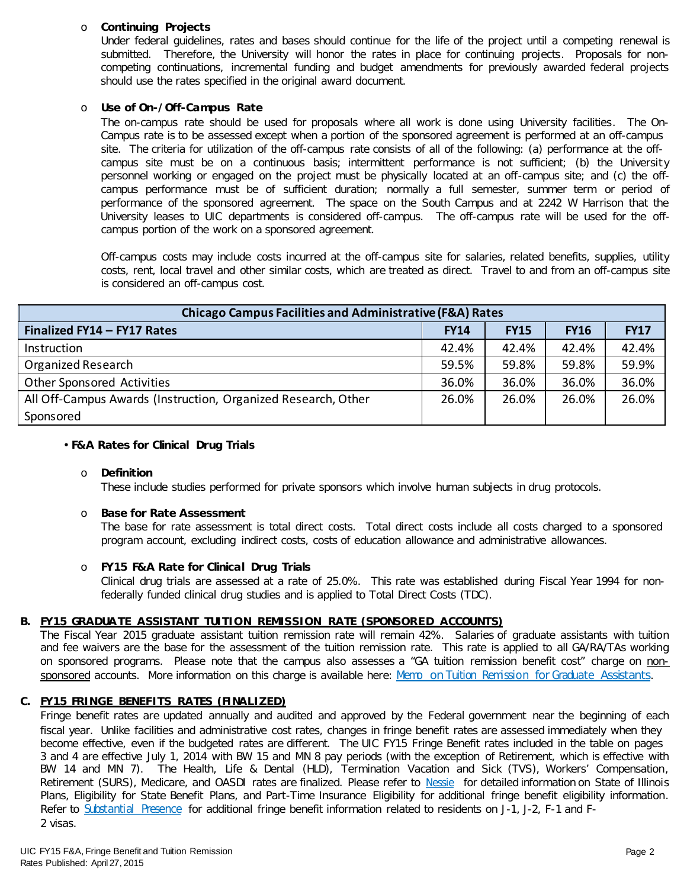- **Continuing Projects**

  Under federal guidelines, rates and bases should continue for the life of the project until a competing renewal is submitted. Therefore, the University will honor the rates in place for continuing projects. Proposals for non-competing continuations, incremental funding and budget amendments for previously awarded federal projects should use the rates specified in the original award document.

- ***Use of On-/Off-Campus Rate***

  The on-campus rate should be used for proposals where all work is done using University facilities. The On-Campus rate is to be assessed except when a portion of the sponsored agreement is performed at an off-campus site. The criteria for utilization of the off-campus rate consists of all of the following: (a) performance at the off-campus site must be on a continuous basis; intermittent performance is not sufficient; (b) the University personnel working or engaged on the project must be physically located at an off-campus site; and (c) the off-campus performance must be of sufficient duration; normally a full semester, summer term or period of performance of the sponsored agreement. The space on the South Campus and at 2242 W Harrison that the University leases to UIC departments is considered off-campus. The off-campus rate will be used for the off-campus portion of the work on a sponsored agreement.

  Off-campus costs may include costs incurred at the off-campus site for salaries, related benefits, supplies, utility costs, rent, local travel and other similar costs, which are treated as direct. Travel to and from an off-campus site is considered an off-campus cost.

| Chicago Campus Facilities and Administrative (F&A) Rates | | | | |
|---|---|---|---|---|
| **Finalized FY14 – FY17 Rates** | **FY14** | **FY15** | **FY16** | **FY17** |
| Instruction | 42.4% | 42.4% | 42.4% | 42.4% |
| Organized Research | 59.5% | 59.8% | 59.8% | 59.9% |
| Other Sponsored Activities | 36.0% | 36.0% | 36.0% | 36.0% |
| All Off-Campus Awards (Instruction, Organized Research, Other Sponsored | 26.0% | 26.0% | 26.0% | 26.0% |

- **F&A Rates for Clinical Drug Trials**

  - **Definition**

    These include studies performed for private sponsors which involve human subjects in drug protocols.

  - **Base for Rate Assessment**

    The base for rate assessment is total direct costs. Total direct costs include all costs charged to a sponsored program account, excluding indirect costs, costs of education allowance and administrative allowances.

  - ***FY15 F&A Rate for Clinical Drug Trials***

    Clinical drug trials are assessed at a rate of 25.0%. This rate was established during Fiscal Year 1994 for non-federally funded clinical drug studies and is applied to Total Direct Costs (TDC).

**B. FY15 GRADUATE ASSISTANT TUITION REMISSION RATE (SPONSORED ACCOUNTS)**

The Fiscal Year 2015 graduate assistant tuition remission rate will remain 42%. Salaries of graduate assistants with tuition and fee waivers are the base for the assessment of the tuition remission rate. This rate is applied to all GA/RA/TAs working on sponsored programs. Please note that the campus also assesses a "GA tuition remission benefit cost" charge on non-sponsored accounts. More information on this charge is available here: Memo on Tuition Remission for Graduate Assistants.

**C. FY15 FRINGE BENEFITS RATES (FINALIZED)**

Fringe benefit rates are updated annually and audited and approved by the Federal government near the beginning of each fiscal year. Unlike facilities and administrative cost rates, changes in fringe benefit rates are assessed immediately when they become effective, even if the budgeted rates are different. The UIC FY15 Fringe Benefit rates included in the table on pages 3 and 4 are effective July 1, 2014 with BW 15 and MN 8 pay periods (with the exception of Retirement, which is effective with BW 14 and MN 7). The Health, Life & Dental (HLD), Termination Vacation and Sick (TVS), Workers' Compensation, Retirement (SURS), Medicare, and OASDI rates are finalized. Please refer to Nessie for detailed information on State of Illinois Plans, Eligibility for State Benefit Plans, and Part-Time Insurance Eligibility for additional fringe benefit eligibility information. Refer to Substantial Presence for additional fringe benefit information related to residents on J-1, J-2, F-1 and F-2 visas.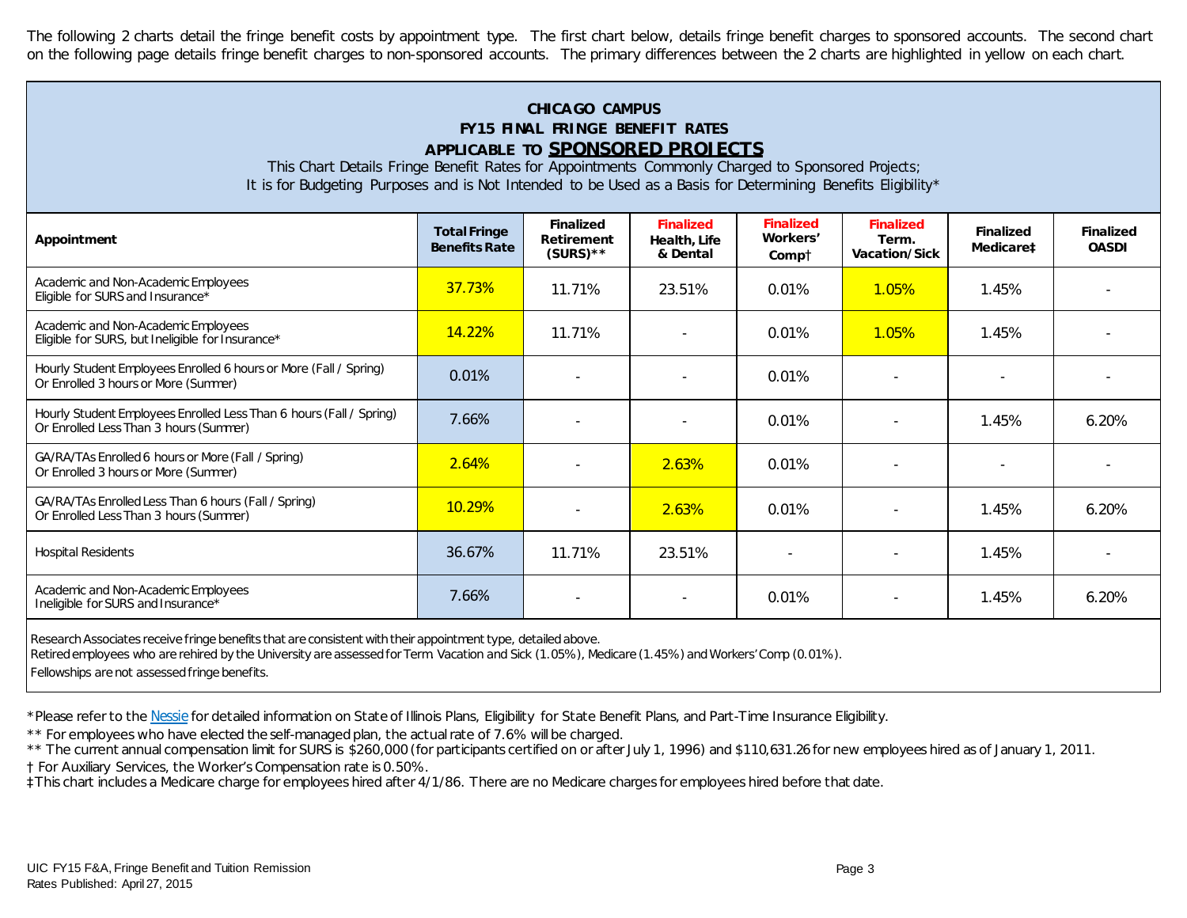The following 2 charts detail the fringe benefit costs by appointment type. The first chart below, details fringe benefit charges to sponsored accounts. The second chart on the following page details fringe benefit charges to non-sponsored accounts. The primary differences between the 2 charts are highlighted in yellow on each chart.

## CHICAGO CAMPUS
## FY15 FINAL FRINGE BENEFIT RATES
## APPLICABLE TO **SPONSORED PROJECTS**

This Chart Details Fringe Benefit Rates for Appointments Commonly Charged to Sponsored Projects;
It is for Budgeting Purposes and is Not Intended to be Used as a Basis for Determining Benefits Eligibility*

| Appointment | Total Fringe Benefits Rate | Finalized Retirement (SURS)** | Finalized Health, Life & Dental | Finalized Workers' Comp† | Finalized Term. Vacation/Sick | Finalized Medicare‡ | Finalized OASDI |
|---|---|---|---|---|---|---|---|
| Academic and Non-Academic Employees Eligible for SURS and Insurance* | 37.73% | 11.71% | 23.51% | 0.01% | 1.05% | 1.45% | - |
| Academic and Non-Academic Employees Eligible for SURS, but Ineligible for Insurance* | 14.22% | 11.71% | - | 0.01% | 1.05% | 1.45% | - |
| Hourly Student Employees Enrolled 6 hours or More (Fall / Spring) Or Enrolled 3 hours or More (Summer) | 0.01% | - | - | 0.01% | - | - | - |
| Hourly Student Employees Enrolled Less Than 6 hours (Fall / Spring) Or Enrolled Less Than 3 hours (Summer) | 7.66% | - | - | 0.01% | - | 1.45% | 6.20% |
| GA/RA/TAs Enrolled 6 hours or More (Fall / Spring) Or Enrolled 3 hours or More (Summer) | 2.64% | - | 2.63% | 0.01% | - | - | - |
| GA/RA/TAs Enrolled Less Than 6 hours (Fall / Spring) Or Enrolled Less Than 3 hours (Summer) | 10.29% | - | 2.63% | 0.01% | - | 1.45% | 6.20% |
| Hospital Residents | 36.67% | 11.71% | 23.51% | - | - | 1.45% | - |
| Academic and Non-Academic Employees Ineligible for SURS and Insurance* | 7.66% | - | - | 0.01% | - | 1.45% | 6.20% |

Research Associates receive fringe benefits that are consistent with their appointment type, detailed above.
Retired employees who are rehired by the University are assessed for Term Vacation and Sick (1.05%), Medicare (1.45%) and Workers' Comp (0.01%).
Fellowships are not assessed fringe benefits.

*Please refer to the Nessie for detailed information on State of Illinois Plans, Eligibility for State Benefit Plans, and Part-Time Insurance Eligibility.
** For employees who have elected the self-managed plan, the actual rate of 7.6% will be charged.
** The current annual compensation limit for SURS is $260,000 (for participants certified on or after July 1, 1996) and $110,631.26 for new employees hired as of January 1, 2011.
† For Auxiliary Services, the Worker's Compensation rate is 0.50%.
‡This chart includes a Medicare charge for employees hired after 4/1/86. There are no Medicare charges for employees hired before that date.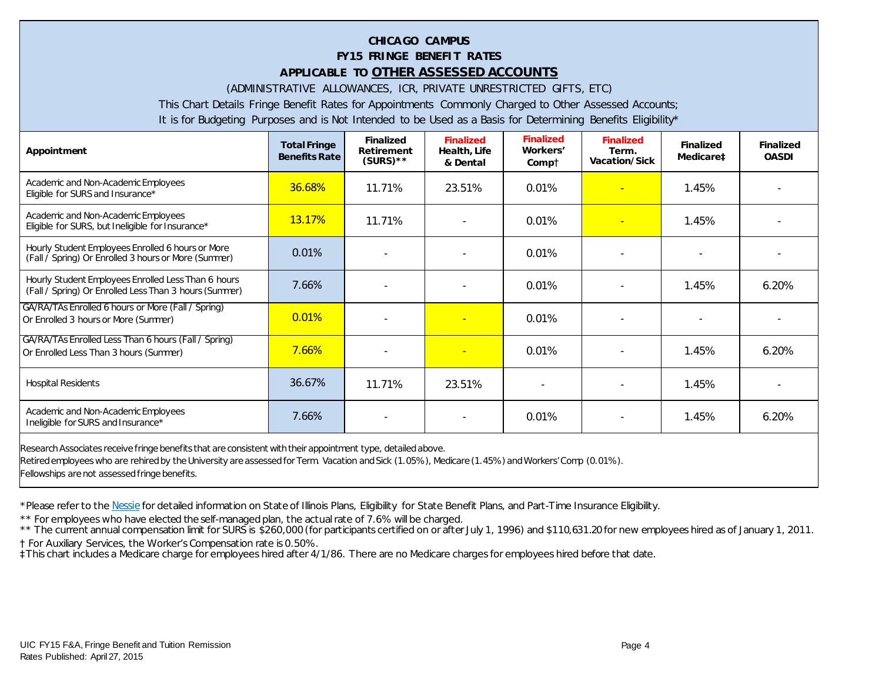# CHICAGO CAMPUS
## FY15 FRINGE BENEFIT RATES
## APPLICABLE TO **OTHER ASSESSED ACCOUNTS**

(ADMINISTRATIVE ALLOWANCES, ICR, PRIVATE UNRESTRICTED GIFTS, ETC)

This Chart Details Fringe Benefit Rates for Appointments Commonly Charged to Other Assessed Accounts;

It is for Budgeting Purposes and is Not Intended to be Used as a Basis for Determining Benefits Eligibility*

| Appointment | Total Fringe Benefits Rate | Finalized Retirement (SURS)** | Finalized Health, Life & Dental | Finalized Workers' Comp† | Finalized Term. Vacation/Sick | Finalized Medicare‡ | Finalized OASDI |
|---|---|---|---|---|---|---|---|
| Academic and Non-Academic Employees Eligible for SURS and Insurance* | 36.68% | 11.71% | 23.51% | 0.01% | - | 1.45% | - |
| Academic and Non-Academic Employees Eligible for SURS, but Ineligible for Insurance* | 13.17% | 11.71% | - | 0.01% | - | 1.45% | - |
| Hourly Student Employees Enrolled 6 hours or More (Fall / Spring) Or Enrolled 3 hours or More (Summer) | 0.01% | - | - | 0.01% | - | - | - |
| Hourly Student Employees Enrolled Less Than 6 hours (Fall / Spring) Or Enrolled Less Than 3 hours (Summer) | 7.66% | - | - | 0.01% | - | 1.45% | 6.20% |
| GA/RA/TAs Enrolled 6 hours or More (Fall / Spring) Or Enrolled 3 hours or More (Summer) | 0.01% | - | - | 0.01% | - | - | - |
| GA/RA/TAs Enrolled Less Than 6 hours (Fall / Spring) Or Enrolled Less Than 3 hours (Summer) | 7.66% | - | - | 0.01% | - | 1.45% | 6.20% |
| Hospital Residents | 36.67% | 11.71% | 23.51% | - | - | 1.45% | - |
| Academic and Non-Academic Employees Ineligible for SURS and Insurance* | 7.66% | - | - | 0.01% | - | 1.45% | 6.20% |

Research Associates receive fringe benefits that are consistent with their appointment type, detailed above.

Retired employees who are rehired by the University are assessed for Term. Vacation and Sick (1.05%), Medicare (1.45%) and Workers' Comp (0.01%).

Fellowships are not assessed fringe benefits.

*Please refer to the Nessie for detailed information on State of Illinois Plans, Eligibility for State Benefit Plans, and Part-Time Insurance Eligibility.

** For employees who have elected the self-managed plan, the actual rate of 7.6% will be charged.

** The current annual compensation limit for SURS is $260,000 (for participants certified on or after July 1, 1996) and $110,631.20 for new employees hired as of January 1, 2011.

† For Auxiliary Services, the Worker's Compensation rate is 0.50%.

‡This chart includes a Medicare charge for employees hired after 4/1/86. There are no Medicare charges for employees hired before that date.

UIC FY15 F&A, Fringe Benefit and Tuition Remission
Rates Published: April 27, 2015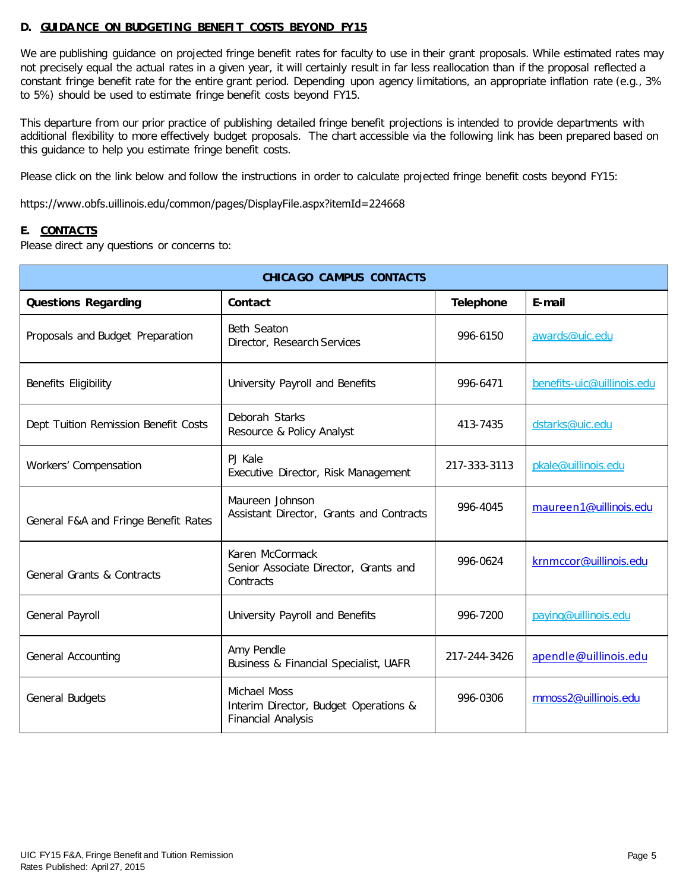## D. GUIDANCE ON BUDGETING BENEFIT COSTS BEYOND FY15

We are publishing guidance on projected fringe benefit rates for faculty to use in their grant proposals. While estimated rates may not precisely equal the actual rates in a given year, it will certainly result in far less reallocation than if the proposal reflected a constant fringe benefit rate for the entire grant period. Depending upon agency limitations, an appropriate inflation rate (e.g., 3% to 5%) should be used to estimate fringe benefit costs beyond FY15.

This departure from our prior practice of publishing detailed fringe benefit projections is intended to provide departments with additional flexibility to more effectively budget proposals. The chart accessible via the following link has been prepared based on this guidance to help you estimate fringe benefit costs.

Please click on the link below and follow the instructions in order to calculate projected fringe benefit costs beyond FY15:

https://www.obfs.uillinois.edu/common/pages/DisplayFile.aspx?itemId=224668

## E. CONTACTS

Please direct any questions or concerns to:

| CHICAGO CAMPUS CONTACTS | | | |
|---|---|---|---|
| **Questions Regarding** | **Contact** | **Telephone** | **E-mail** |
| Proposals and Budget Preparation | Beth Seaton<br>Director, Research Services | 996-6150 | awards@uic.edu |
| Benefits Eligibility | University Payroll and Benefits | 996-6471 | benefits-uic@uillinois.edu |
| Dept Tuition Remission Benefit Costs | Deborah Starks<br>Resource & Policy Analyst | 413-7435 | dstarks@uic.edu |
| Workers' Compensation | PJ Kale<br>Executive Director, Risk Management | 217-333-3113 | pkale@uillinois.edu |
| General F&A and Fringe Benefit Rates | Maureen Johnson<br>Assistant Director, Grants and Contracts | 996-4045 | maureen1@uillinois.edu |
| General Grants & Contracts | Karen McCormack<br>Senior Associate Director, Grants and Contracts | 996-0624 | krnmccor@uillinois.edu |
| General Payroll | University Payroll and Benefits | 996-7200 | payinq@uillinois.edu |
| General Accounting | Amy Pendle<br>Business & Financial Specialist, UAFR | 217-244-3426 | apendle@uillinois.edu |
| General Budgets | Michael Moss<br>Interim Director, Budget Operations & Financial Analysis | 996-0306 | mmoss2@uillinois.edu |